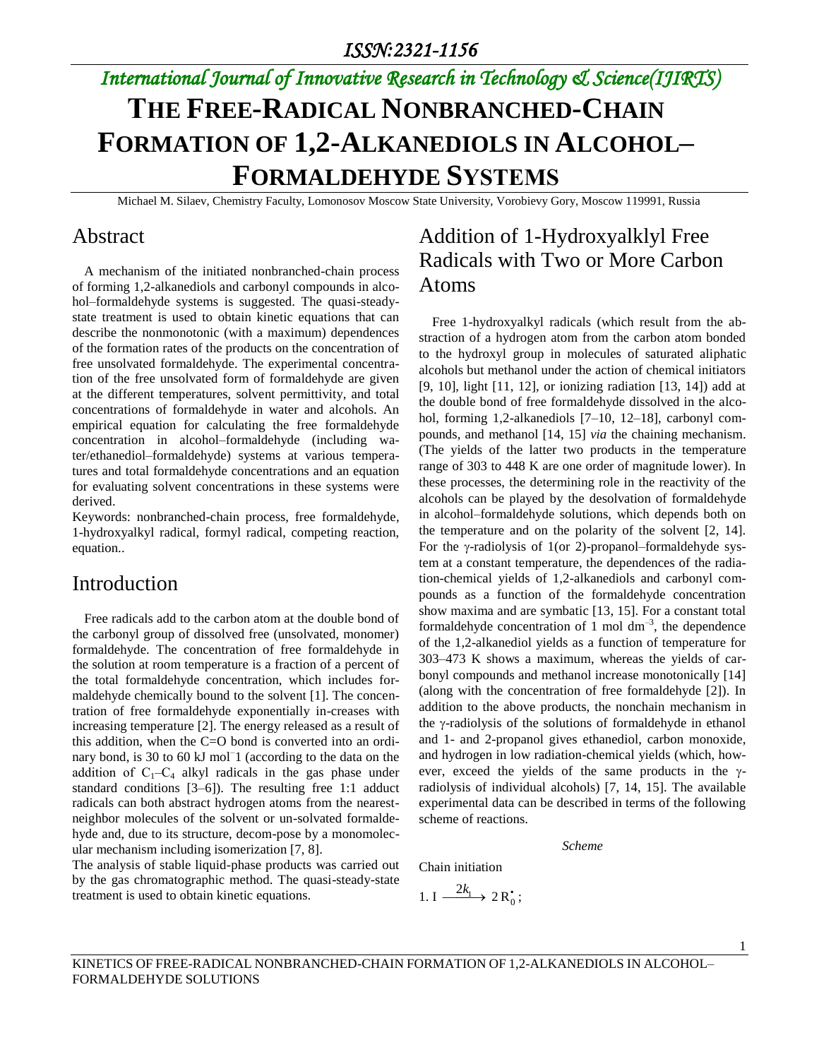# THE FREE-RADICAL NONBRANCHED-CHAIN FORMATION OF 1,2-ALKANEDIOLS IN ALCOHOL–FORMALDEHYDE SYSTEMS

Michael M. Silaev, Chemistry Faculty, Lomonosov Moscow State University, Vorobievy Gory, Moscow 119991, Russia

## Abstract

A mechanism of the initiated nonbranched-chain process of forming 1,2-alkanediols and carbonyl compounds in alcohol–formaldehyde systems is suggested. The quasi-steady-state treatment is used to obtain kinetic equations that can describe the nonmonotonic (with a maximum) dependences of the formation rates of the products on the concentration of free unsolvated formaldehyde. The experimental concentration of the free unsolvated form of formaldehyde are given at the different temperatures, solvent permittivity, and total concentrations of formaldehyde in water and alcohols. An empirical equation for calculating the free formaldehyde concentration in alcohol–formaldehyde (including water/ethanediol–formaldehyde) systems at various temperatures and total formaldehyde concentrations and an equation for evaluating solvent concentrations in these systems were derived.

Keywords: nonbranched-chain process, free formaldehyde, 1-hydroxyalkyl radical, formyl radical, competing reaction, equation..

## Introduction

Free radicals add to the carbon atom at the double bond of the carbonyl group of dissolved free (unsolvated, monomer) formaldehyde. The concentration of free formaldehyde in the solution at room temperature is a fraction of a percent of the total formaldehyde concentration, which includes formaldehyde chemically bound to the solvent [1]. The concentration of free formaldehyde exponentially in-creases with increasing temperature [2]. The energy released as a result of this addition, when the C=O bond is converted into an ordinary bond, is 30 to 60 kJ mol$^{-1}$ (according to the data on the addition of $C_1$–$C_4$ alkyl radicals in the gas phase under standard conditions [3–6]). The resulting free 1:1 adduct radicals can both abstract hydrogen atoms from the nearest-neighbor molecules of the solvent or un-solvated formaldehyde and, due to its structure, decom-pose by a monomolecular mechanism including isomerization [7, 8].

The analysis of stable liquid-phase products was carried out by the gas chromatographic method. The quasi-steady-state treatment is used to obtain kinetic equations.

## Addition of 1-Hydroxyalklyl Free Radicals with Two or More Carbon Atoms

Free 1-hydroxyalkyl radicals (which result from the abstraction of a hydrogen atom from the carbon atom bonded to the hydroxyl group in molecules of saturated aliphatic alcohols but methanol under the action of chemical initiators [9, 10], light [11, 12], or ionizing radiation [13, 14]) add at the double bond of free formaldehyde dissolved in the alcohol, forming 1,2-alkanediols [7–10, 12–18], carbonyl compounds, and methanol [14, 15] *via* the chaining mechanism. (The yields of the latter two products in the temperature range of 303 to 448 K are one order of magnitude lower). In these processes, the determining role in the reactivity of the alcohols can be played by the desolvation of formaldehyde in alcohol–formaldehyde solutions, which depends both on the temperature and on the polarity of the solvent [2, 14]. For the γ-radiolysis of 1(or 2)-propanol–formaldehyde system at a constant temperature, the dependences of the radiation-chemical yields of 1,2-alkanediols and carbonyl compounds as a function of the formaldehyde concentration show maxima and are symbatic [13, 15]. For a constant total formaldehyde concentration of 1 mol dm$^{-3}$, the dependence of the 1,2-alkanediol yields as a function of temperature for 303–473 K shows a maximum, whereas the yields of carbonyl compounds and methanol increase monotonically [14] (along with the concentration of free formaldehyde [2]). In addition to the above products, the nonchain mechanism in the γ-radiolysis of the solutions of formaldehyde in ethanol and 1- and 2-propanol gives ethanediol, carbon monoxide, and hydrogen in low radiation-chemical yields (which, however, exceed the yields of the same products in the γ-radiolysis of individual alcohols) [7, 14, 15]. The available experimental data can be described in terms of the following scheme of reactions.

*Scheme*

Chain initiation

$$1.\ \mathrm{I} \xrightarrow{2k_1} 2\,\mathrm{R}_0^{\bullet};$$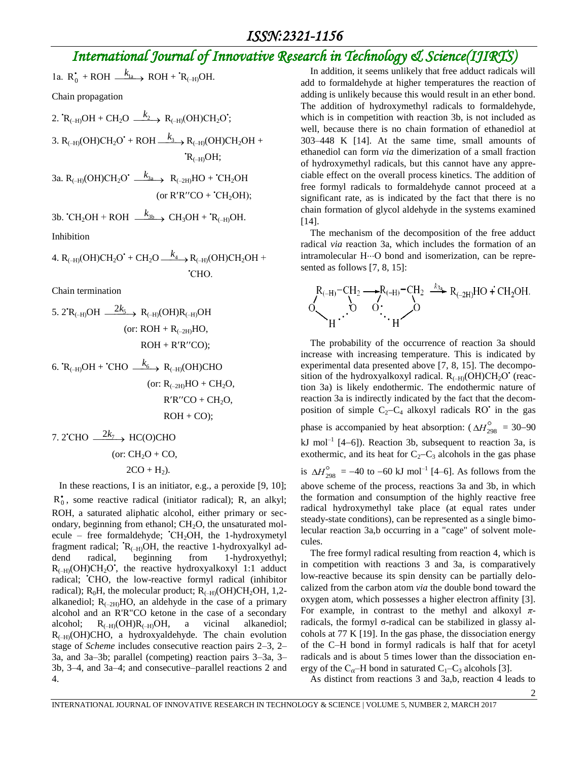1a. $R_0^{\bullet} + ROH \xrightarrow{k_{1a}} ROH + {}^{\bullet}R_{(-H)}OH$.

Chain propagation

2. ${}^{\bullet}R_{(-H)}OH + CH_2O \xrightarrow{k_2} R_{(-H)}(OH)CH_2O^{\bullet}$;

3. $R_{(-H)}(OH)CH_2O^{\bullet} + ROH \xrightarrow{k_3} R_{(-H)}(OH)CH_2OH + {}^{\bullet}R_{(-H)}OH$;

3a. $R_{(-H)}(OH)CH_2O^{\bullet} \xrightarrow{k_{3a}} R_{(-2H)}HO + {}^{\bullet}CH_2OH$ (or $R'R''CO + {}^{\bullet}CH_2OH$);

3b. ${}^{\bullet}CH_2OH + ROH \xrightarrow{k_{3b}} CH_3OH + {}^{\bullet}R_{(-H)}OH$.

Inhibition

4. $R_{(-H)}(OH)CH_2O^{\bullet} + CH_2O \xrightarrow{k_4} R_{(-H)}(OH)CH_2OH + {}^{\bullet}CHO$.

Chain termination

5. $2{}^{\bullet}R_{(-H)}OH \xrightarrow{2k_5} R_{(-H)}(OH)R_{(-H)}OH$ (or: $ROH + R_{(-2H)}HO$, $ROH + R'R''CO$);

6. ${}^{\bullet}R_{(-H)}OH + {}^{\bullet}CHO \xrightarrow{k_6} R_{(-H)}(OH)CHO$ (or: $R_{(-2H)}HO + CH_2O$, $R'R''CO + CH_2O$, $ROH + CO$);

7. $2{}^{\bullet}CHO \xrightarrow{2k_7} HC(O)CHO$ (or: $CH_2O + CO$, $2CO + H_2$).

In these reactions, I is an initiator, e.g., a peroxide [9, 10]; $R_0^{\bullet}$, some reactive radical (initiator radical); R, an alkyl; ROH, a saturated aliphatic alcohol, either primary or secondary, beginning from ethanol; $CH_2O$, the unsaturated molecule – free formaldehyde; ${}^{\bullet}CH_2OH$, the 1-hydroxymetyl fragment radical; ${}^{\bullet}R_{(-H)}OH$, the reactive 1-hydroxyalkyl addend radical, beginning from 1-hydroxyethyl; $R_{(-H)}(OH)CH_2O^{\bullet}$, the reactive hydroxyalkoxyl 1:1 adduct radical; ${}^{\bullet}CHO$, the low-reactive formyl radical (inhibitor radical); $R_0H$, the molecular product; $R_{(-H)}(OH)CH_2OH$, 1,2-alkanediol; $R_{(-2H)}HO$, an aldehyde in the case of a primary alcohol and an R'R"CO ketone in the case of a secondary alcohol; $R_{(-H)}(OH)R_{(-H)}OH$, a vicinal alkanediol; $R_{(-H)}(OH)CHO$, a hydroxyaldehyde. The chain evolution stage of *Scheme* includes consecutive reaction pairs 2–3, 2–3a, and 3a–3b; parallel (competing) reaction pairs 3–3a, 3–3b, 3–4, and 3a–4; and consecutive–parallel reactions 2 and 4.

In addition, it seems unlikely that free adduct radicals will add to formaldehyde at higher temperatures the reaction of adding is unlikely because this would result in an ether bond. The addition of hydroxymethyl radicals to formaldehyde, which is in competition with reaction 3b, is not included as well, because there is no chain formation of ethanediol at 303–448 K [14]. At the same time, small amounts of ethanediol can form *via* the dimerization of a small fraction of hydroxymethyl radicals, but this cannot have any appreciable effect on the overall process kinetics. The addition of free formyl radicals to formaldehyde cannot proceed at a significant rate, as is indicated by the fact that there is no chain formation of glycol aldehyde in the systems examined [14].

The mechanism of the decomposition of the free adduct radical *via* reaction 3a, which includes the formation of an intramolecular H···O bond and isomerization, can be represented as follows [7, 8, 15]:

$$R_{(-H)}(-CH_2-O^{\bullet}) \cdots H-O \longrightarrow {}^{\bullet}O-R_{(-H)}-CH_2-O \cdots H \xrightarrow{k_{3a}} R_{(-2H)}HO + {}^{\bullet}CH_2OH.$$

The probability of the occurrence of reaction 3a should increase with increasing temperature. This is indicated by experimental data presented above [7, 8, 15]. The decomposition of the hydroxyalkoxyl radical. $R_{(-H)}(OH)CH_2O^{\bullet}$ (reaction 3a) is likely endothermic. The endothermic nature of reaction 3a is indirectly indicated by the fact that the decomposition of simple $C_2$–$C_4$ alkoxyl radicals $RO^{\bullet}$ in the gas phase is accompanied by heat absorption: ($\Delta H^{\circ}_{298}$ = 30–90 kJ mol$^{-1}$ [4–6]). Reaction 3b, subsequent to reaction 3a, is exothermic, and its heat for $C_2$–$C_3$ alcohols in the gas phase is $\Delta H^{\circ}_{298}$ = –40 to –60 kJ mol$^{-1}$ [4–6]. As follows from the above scheme of the process, reactions 3a and 3b, in which the formation and consumption of the highly reactive free radical hydroxymethyl take place (at equal rates under steady-state conditions), can be represented as a single bimolecular reaction 3a,b occurring in a "cage" of solvent molecules.

The free formyl radical resulting from reaction 4, which is in competition with reactions 3 and 3a, is comparatively low-reactive because its spin density can be partially delocalized from the carbon atom *via* the double bond toward the oxygen atom, which possesses a higher electron affinity [3]. For example, in contrast to the methyl and alkoxyl $\pi$-radicals, the formyl σ-radical can be stabilized in glassy alcohols at 77 K [19]. In the gas phase, the dissociation energy of the C–H bond in formyl radicals is half that for acetyl radicals and is about 5 times lower than the dissociation energy of the $C_{\alpha}$–H bond in saturated $C_1$–$C_3$ alcohols [3].

As distinct from reactions 3 and 3a,b, reaction 4 leads to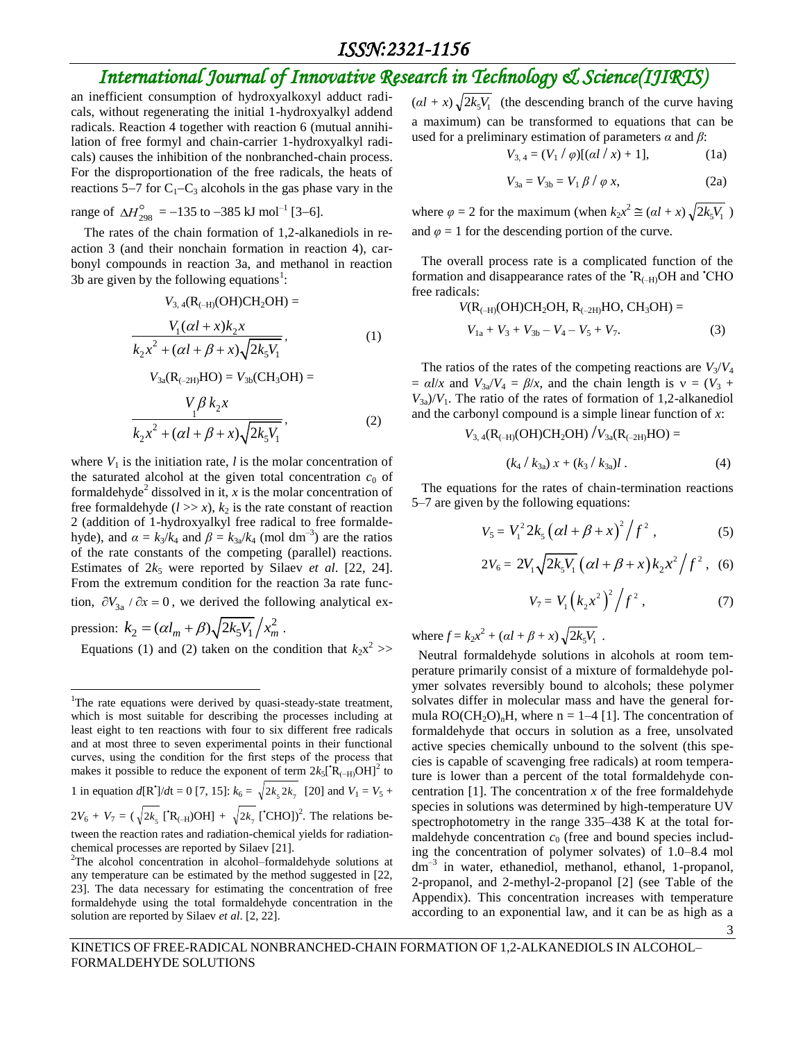an inefficient consumption of hydroxyalkoxyl adduct radicals, without regenerating the initial 1-hydroxyalkyl addend radicals. Reaction 4 together with reaction 6 (mutual annihilation of free formyl and chain-carrier 1-hydroxyalkyl radicals) causes the inhibition of the nonbranched-chain process. For the disproportionation of the free radicals, the heats of reactions 5−7 for $C_1$–$C_3$ alcohols in the gas phase vary in the range of $\Delta H^{\circ}_{298} = -135$ to $-385$ kJ mol$^{-1}$ [3–6].

The rates of the chain formation of 1,2-alkanediols in reaction 3 (and their nonchain formation in reaction 4), carbonyl compounds in reaction 3a, and methanol in reaction 3b are given by the following equations[1]:

$$V_{3,\,4}(\mathrm{R_{(-H)}(OH)CH_2OH}) = \frac{V_1(\alpha l + x)k_2 x}{k_2x^2 + (\alpha l + \beta + x)\sqrt{2k_5V_1}}, \tag{1}$$

$$V_{3a}(\mathrm{R_{(-2H)}HO}) = V_{3b}(\mathrm{CH_3OH}) = \frac{V_1\beta\, k_2 x}{k_2x^2 + (\alpha l + \beta + x)\sqrt{2k_5V_1}}, \tag{2}$$

where $V_1$ is the initiation rate, $l$ is the molar concentration of the saturated alcohol at the given total concentration $c_0$ of formaldehyde[2] dissolved in it, $x$ is the molar concentration of free formaldehyde ($l >> x$), $k_2$ is the rate constant of reaction 2 (addition of 1-hydroxyalkyl free radical to free formaldehyde), and $\alpha = k_3/k_4$ and $\beta = k_{3a}/k_4$ (mol dm$^{-3}$) are the ratios of the rate constants of the competing (parallel) reactions. Estimates of $2k_5$ were reported by Silaev *et al*. [22, 24]. From the extremum condition for the reaction 3a rate function, $\partial V_{3a}/\partial x = 0$, we derived the following analytical expression: $k_2 = (\alpha l_m + \beta)\sqrt{2k_5V_1}\big/x_m^2$.

Equations (1) and (2) taken on the condition that $k_2x^2 >> (\alpha l + x)\sqrt{2k_5V_1}$ (the descending branch of the curve having a maximum) can be transformed to equations that can be used for a preliminary estimation of parameters $\alpha$ and $\beta$:

$$V_{3,\,4} = (V_1/\varphi)[(\alpha l/x) + 1], \tag{1a}$$

$$V_{3a} = V_{3b} = V_1\,\beta/\varphi\, x, \tag{2a}$$

where $\varphi = 2$ for the maximum (when $k_2x^2 \cong (\alpha l + x)\sqrt{2k_5V_1}$) and $\varphi = 1$ for the descending portion of the curve.

The overall process rate is a complicated function of the formation and disappearance rates of the $^{\bullet}\mathrm{R_{(-H)}OH}$ and $^{\bullet}\mathrm{CHO}$ free radicals:

$$V(\mathrm{R_{(-H)}(OH)CH_2OH,\ R_{(-2H)}HO,\ CH_3OH}) = V_{1a} + V_3 + V_{3b} - V_4 - V_5 + V_7. \tag{3}$$

The ratios of the rates of the competing reactions are $V_3/V_4 = \alpha l/x$ and $V_{3a}/V_4 = \beta/x$, and the chain length is $\nu = (V_3 + V_{3a})/V_1$. The ratio of the rates of formation of 1,2-alkanediol and the carbonyl compound is a simple linear function of $x$:

$$V_{3,\,4}(\mathrm{R_{(-H)}(OH)CH_2OH})/V_{3a}(\mathrm{R_{(-2H)}HO}) = (k_4/k_{3a})\,x + (k_3/k_{3a})l\,. \tag{4}$$

The equations for the rates of chain-termination reactions 5–7 are given by the following equations:

$$V_5 = V_1^2\, 2k_5\left(\alpha l + \beta + x\right)^2\big/f^2\,, \tag{5}$$

$$2V_6 = 2V_1\sqrt{2k_5V_1}\left(\alpha l + \beta + x\right)k_2x^2\big/f^2\,, \tag{6}$$

$$V_7 = V_1\left(k_2x^2\right)^2\big/f^2\,, \tag{7}$$

where $f = k_2x^2 + (\alpha l + \beta + x)\sqrt{2k_5V_1}$ .

Neutral formaldehyde solutions in alcohols at room temperature primarily consist of a mixture of formaldehyde polymer solvates reversibly bound to alcohols; these polymer solvates differ in molecular mass and have the general formula $\mathrm{RO(CH_2O)_nH}$, where n = 1–4 [1]. The concentration of formaldehyde that occurs in solution as a free, unsolvated active species chemically unbound to the solvent (this species is capable of scavenging free radicals) at room temperature is lower than a percent of the total formaldehyde concentration [1]. The concentration $x$ of the free formaldehyde species in solutions was determined by high-temperature UV spectrophotometry in the range 335–438 K at the total formaldehyde concentration $c_0$ (free and bound species including the concentration of polymer solvates) of 1.0–8.4 mol dm$^{-3}$ in water, ethanediol, methanol, ethanol, 1-propanol, 2-propanol, and 2-methyl-2-propanol [2] (see Table of the Appendix). This concentration increases with temperature according to an exponential law, and it can be as high as a

---

[1] The rate equations were derived by quasi-steady-state treatment, which is most suitable for describing the processes including at least eight to ten reactions with four to six different free radicals and at most three to seven experimental points in their functional curves, using the condition for the first steps of the process that makes it possible to reduce the exponent of term $2k_5[^{\bullet}\mathrm{R_{(-H)}OH}]^2$ to 1 in equation $d[\mathrm{R}^{\bullet}]/dt = 0$ [7, 15]: $k_6 = \sqrt{2k_5\, 2k_7}$ [20] and $V_1 = V_5 + 2V_6 + V_7 = (\sqrt{2k_5}\,[^{\bullet}\mathrm{R_{(-H)}OH}] + \sqrt{2k_7}\,[^{\bullet}\mathrm{CHO}])^2$. The relations between the reaction rates and radiation-chemical yields for radiation-chemical processes are reported by Silaev [21].

[2] The alcohol concentration in alcohol–formaldehyde solutions at any temperature can be estimated by the method suggested in [22, 23]. The data necessary for estimating the concentration of free formaldehyde using the total formaldehyde concentration in the solution are reported by Silaev *et al*. [2, 22].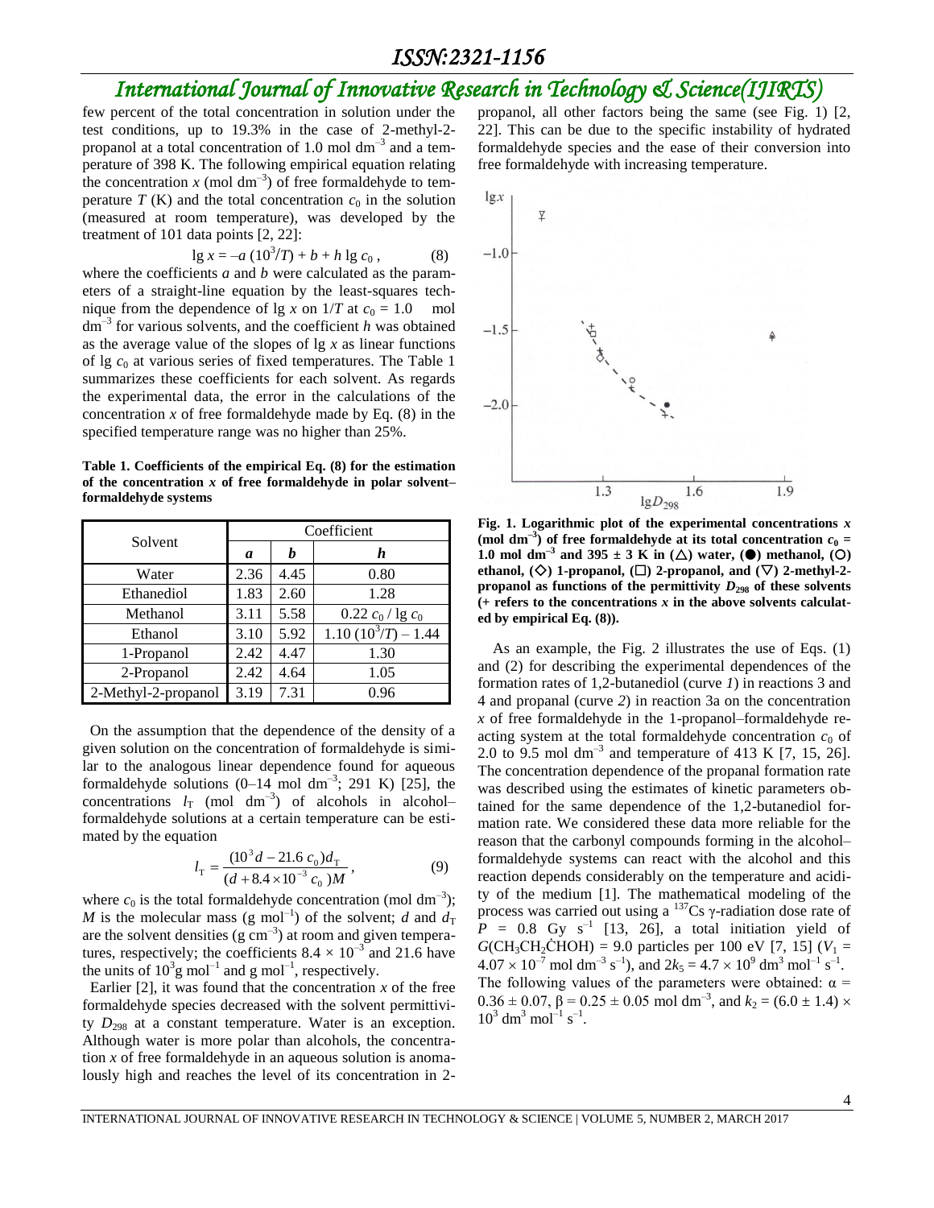few percent of the total concentration in solution under the test conditions, up to 19.3% in the case of 2-methyl-2-propanol at a total concentration of 1.0 mol dm$^{-3}$ and a temperature of 398 K. The following empirical equation relating the concentration $x$ (mol dm$^{-3}$) of free formaldehyde to temperature $T$ (K) and the total concentration $c_0$ in the solution (measured at room temperature), was developed by the treatment of 101 data points [2, 22]:

$$\lg x = -a\,(10^3/T) + b + h\,\lg c_0\,, \qquad (8)$$

where the coefficients $a$ and $b$ were calculated as the parameters of a straight-line equation by the least-squares technique from the dependence of lg $x$ on $1/T$ at $c_0 = 1.0$ mol dm$^{-3}$ for various solvents, and the coefficient $h$ was obtained as the average value of the slopes of lg $x$ as linear functions of lg $c_0$ at various series of fixed temperatures. The Table 1 summarizes these coefficients for each solvent. As regards the experimental data, the error in the calculations of the concentration $x$ of free formaldehyde made by Eq. (8) in the specified temperature range was no higher than 25%.

**Table 1. Coefficients of the empirical Eq. (8) for the estimation of the concentration $x$ of free formaldehyde in polar solvent–formaldehyde systems**

| Solvent | Coefficient | | |
|---|---|---|---|
| | ***a*** | ***b*** | ***h*** |
| Water | 2.36 | 4.45 | 0.80 |
| Ethanediol | 1.83 | 2.60 | 1.28 |
| Methanol | 3.11 | 5.58 | $0.22\, c_0 / \lg c_0$ |
| Ethanol | 3.10 | 5.92 | $1.10\,(10^3/T) - 1.44$ |
| 1-Propanol | 2.42 | 4.47 | 1.30 |
| 2-Propanol | 2.42 | 4.64 | 1.05 |
| 2-Methyl-2-propanol | 3.19 | 7.31 | 0.96 |

On the assumption that the dependence of the density of a given solution on the concentration of formaldehyde is similar to the analogous linear dependence found for aqueous formaldehyde solutions (0–14 mol dm$^{-3}$; 291 K) [25], the concentrations $l_T$ (mol dm$^{-3}$) of alcohols in alcohol–formaldehyde solutions at a certain temperature can be estimated by the equation

$$l_T = \frac{(10^3 d - 21.6\, c_0) d_T}{(d + 8.4 \times 10^{-3}\, c_0) M}\,, \qquad (9)$$

where $c_0$ is the total formaldehyde concentration (mol dm$^{-3}$); $M$ is the molecular mass (g mol$^{-1}$) of the solvent; $d$ and $d_T$ are the solvent densities (g cm$^{-3}$) at room and given temperatures, respectively; the coefficients $8.4 \times 10^{-3}$ and 21.6 have the units of $10^3$g mol$^{-1}$ and g mol$^{-1}$, respectively.

Earlier [2], it was found that the concentration $x$ of the free formaldehyde species decreased with the solvent permittivity $D_{298}$ at a constant temperature. Water is an exception. Although water is more polar than alcohols, the concentration $x$ of free formaldehyde in an aqueous solution is anomalously high and reaches the level of its concentration in 2-propanol, all other factors being the same (see Fig. 1) [2, 22]. This can be due to the specific instability of hydrated formaldehyde species and the ease of their conversion into free formaldehyde with increasing temperature.

**Fig. 1. Logarithmic plot of the experimental concentrations $x$ (mol dm$^{-3}$) of free formaldehyde at its total concentration $c_0$ = 1.0 mol dm$^{-3}$ and 395 ± 3 K in (△) water, (●) methanol, (○) ethanol, (◇) 1-propanol, (□) 2-propanol, and (▽) 2-methyl-2-propanol as functions of the permittivity $D_{298}$ of these solvents (+ refers to the concentrations $x$ in the above solvents calculated by empirical Eq. (8)).**

As an example, the Fig. 2 illustrates the use of Eqs. (1) and (2) for describing the experimental dependences of the formation rates of 1,2-butanediol (curve *1*) in reactions 3 and 4 and propanal (curve *2*) in reaction 3a on the concentration $x$ of free formaldehyde in the 1-propanol–formaldehyde reacting system at the total formaldehyde concentration $c_0$ of 2.0 to 9.5 mol dm$^{-3}$ and temperature of 413 K [7, 15, 26]. The concentration dependence of the propanal formation rate was described using the estimates of kinetic parameters obtained for the same dependence of the 1,2-butanediol formation rate. We considered these data more reliable for the reason that the carbonyl compounds forming in the alcohol–formaldehyde systems can react with the alcohol and this reaction depends considerably on the temperature and acidity of the medium [1]. The mathematical modeling of the process was carried out using a $^{137}$Cs γ-radiation dose rate of $P$ = 0.8 Gy s$^{-1}$ [13, 26], a total initiation yield of $G(CH_3CH_2\dot{C}HOH)$ = 9.0 particles per 100 eV [7, 15] ($V_1 = 4.07 \times 10^{-7}$ mol dm$^{-3}$ s$^{-1}$), and $2k_5 = 4.7 \times 10^9$ dm$^3$ mol$^{-1}$ s$^{-1}$. The following values of the parameters were obtained: $\alpha = 0.36 \pm 0.07$, $\beta = 0.25 \pm 0.05$ mol dm$^{-3}$, and $k_2 = (6.0 \pm 1.4) \times 10^3$ dm$^3$ mol$^{-1}$ s$^{-1}$.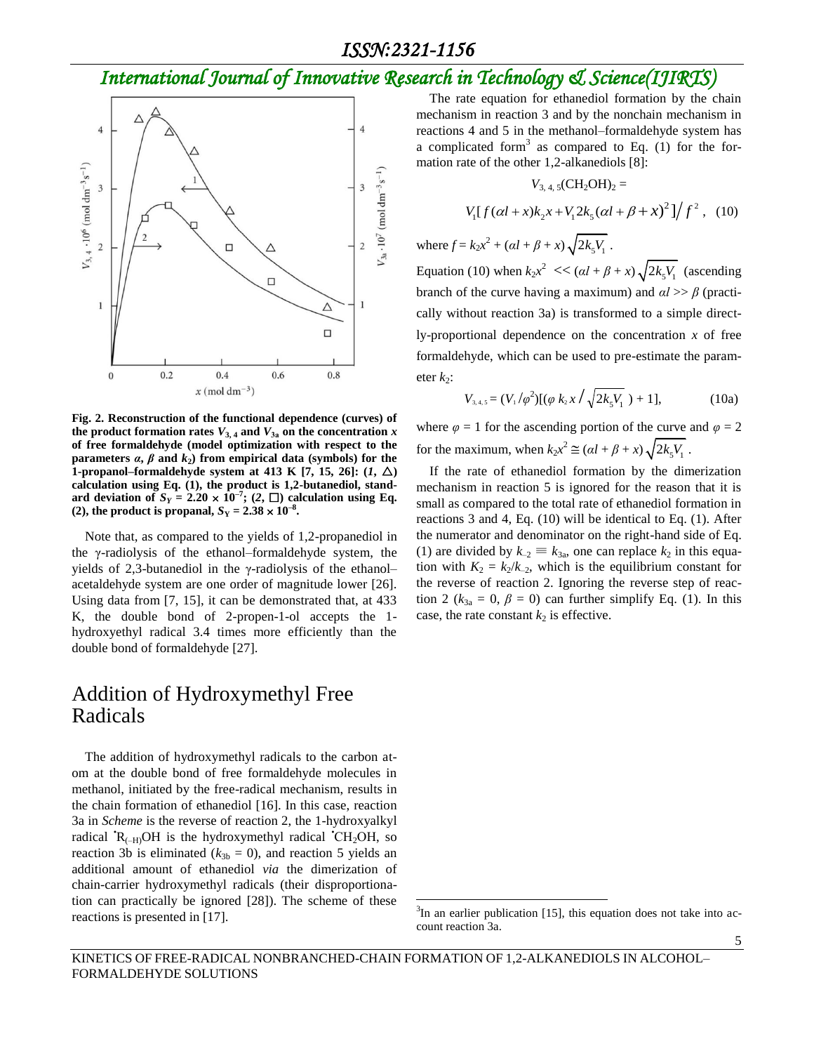Fig. 2. Reconstruction of the functional dependence (curves) of the product formation rates $V_{3,4}$ and $V_{3a}$ on the concentration $x$ of free formaldehyde (model optimization with respect to the parameters $\alpha$, $\beta$ and $k_2$) from empirical data (symbols) for the 1-propanol–formaldehyde system at 413 K [7, 15, 26]: (*1*, △) calculation using Eq. (1), the product is 1,2-butanediol, standard deviation of $S_Y = 2.20 \times 10^{-7}$; (*2*, □) calculation using Eq. (2), the product is propanal, $S_Y = 2.38 \times 10^{-8}$.

Note that, as compared to the yields of 1,2-propanediol in the γ-radiolysis of the ethanol–formaldehyde system, the yields of 2,3-butanediol in the γ-radiolysis of the ethanol–acetaldehyde system are one order of magnitude lower [26]. Using data from [7, 15], it can be demonstrated that, at 433 K, the double bond of 2-propen-1-ol accepts the 1-hydroxyethyl radical 3.4 times more efficiently than the double bond of formaldehyde [27].

## Addition of Hydroxymethyl Free Radicals

The addition of hydroxymethyl radicals to the carbon atom at the double bond of free formaldehyde molecules in methanol, initiated by the free-radical mechanism, results in the chain formation of ethanediol [16]. In this case, reaction 3a in *Scheme* is the reverse of reaction 2, the 1-hydroxyalkyl radical $^{\bullet}R_{(-H)}OH$ is the hydroxymethyl radical $^{\bullet}CH_2OH$, so reaction 3b is eliminated ($k_{3b} = 0$), and reaction 5 yields an additional amount of ethanediol *via* the dimerization of chain-carrier hydroxymethyl radicals (their disproportionation can practically be ignored [28]). The scheme of these reactions is presented in [17].

The rate equation for ethanediol formation by the chain mechanism in reaction 3 and by the nonchain mechanism in reactions 4 and 5 in the methanol–formaldehyde system has a complicated form[3] as compared to Eq. (1) for the formation rate of the other 1,2-alkanediols [8]:

$$V_{3,4,5}(CH_2OH)_2 =$$

$$V_1[f(\alpha l + x)k_2 x + V_1 2k_5(\alpha l + \beta + x)^2]/f^2, \quad (10)$$

where $f = k_2x^2 + (\alpha l + \beta + x)\sqrt{2k_5V_1}$.

Equation (10) when $k_2x^2 << (\alpha l + \beta + x)\sqrt{2k_5V_1}$ (ascending branch of the curve having a maximum) and $\alpha l >> \beta$ (practically without reaction 3a) is transformed to a simple directly-proportional dependence on the concentration $x$ of free formaldehyde, which can be used to pre-estimate the parameter $k_2$:

$$V_{3,4,5} = (V_1/\varphi^2)[(\varphi\, k_2 x / \sqrt{2k_5V_1}) + 1], \quad (10a)$$

where $\varphi = 1$ for the ascending portion of the curve and $\varphi = 2$ for the maximum, when $k_2x^2 \cong (\alpha l + \beta + x)\sqrt{2k_5V_1}$.

If the rate of ethanediol formation by the dimerization mechanism in reaction 5 is ignored for the reason that it is small as compared to the total rate of ethanediol formation in reactions 3 and 4, Eq. (10) will be identical to Eq. (1). After the numerator and denominator on the right-hand side of Eq. (1) are divided by $k_{-2} \equiv k_{3a}$, one can replace $k_2$ in this equation with $K_2 = k_2/k_{-2}$, which is the equilibrium constant for the reverse of reaction 2. Ignoring the reverse step of reaction 2 ($k_{3a} = 0$, $\beta = 0$) can further simplify Eq. (1). In this case, the rate constant $k_2$ is effective.

[3] In an earlier publication [15], this equation does not take into account reaction 3a.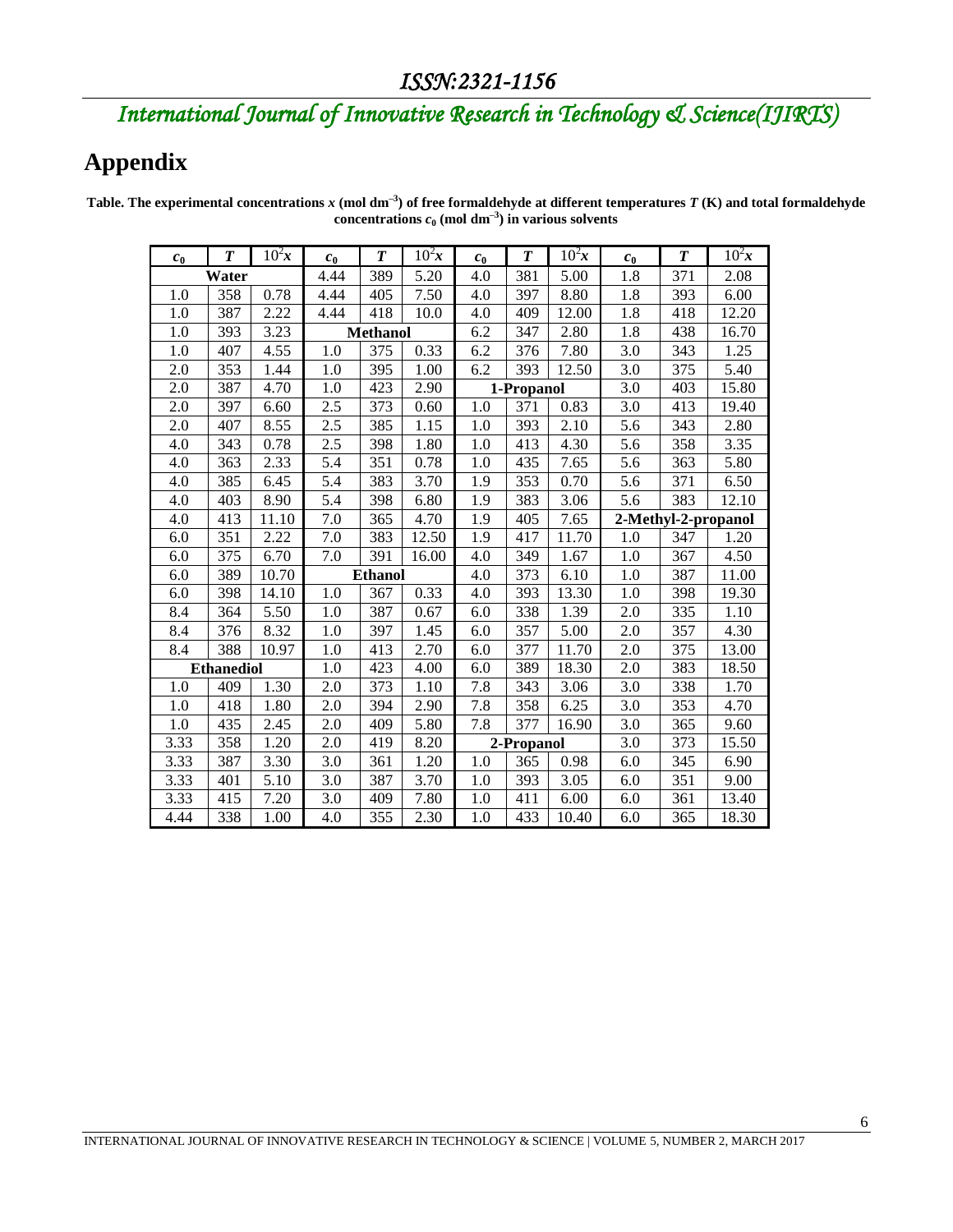## Appendix

**Table. The experimental concentrations $x$ (mol dm$^{-3}$) of free formaldehyde at different temperatures $T$ (K) and total formaldehyde concentrations $c_0$ (mol dm$^{-3}$) in various solvents**

| $c_0$ | $T$ | $10^2x$ | $c_0$ | $T$ | $10^2x$ | $c_0$ | $T$ | $10^2x$ | $c_0$ | $T$ | $10^2x$ |
|---|---|---|---|---|---|---|---|---|---|---|---|
| **Water** | | | 4.44 | 389 | 5.20 | 4.0 | 381 | 5.00 | 1.8 | 371 | 2.08 |
| 1.0 | 358 | 0.78 | 4.44 | 405 | 7.50 | 4.0 | 397 | 8.80 | 1.8 | 393 | 6.00 |
| 1.0 | 387 | 2.22 | 4.44 | 418 | 10.0 | 4.0 | 409 | 12.00 | 1.8 | 418 | 12.20 |
| 1.0 | 393 | 3.23 | **Methanol** | | | 6.2 | 347 | 2.80 | 1.8 | 438 | 16.70 |
| 1.0 | 407 | 4.55 | 1.0 | 375 | 0.33 | 6.2 | 376 | 7.80 | 3.0 | 343 | 1.25 |
| 2.0 | 353 | 1.44 | 1.0 | 395 | 1.00 | 6.2 | 393 | 12.50 | 3.0 | 375 | 5.40 |
| 2.0 | 387 | 4.70 | 1.0 | 423 | 2.90 | **1-Propanol** | | | 3.0 | 403 | 15.80 |
| 2.0 | 397 | 6.60 | 2.5 | 373 | 0.60 | 1.0 | 371 | 0.83 | 3.0 | 413 | 19.40 |
| 2.0 | 407 | 8.55 | 2.5 | 385 | 1.15 | 1.0 | 393 | 2.10 | 5.6 | 343 | 2.80 |
| 4.0 | 343 | 0.78 | 2.5 | 398 | 1.80 | 1.0 | 413 | 4.30 | 5.6 | 358 | 3.35 |
| 4.0 | 363 | 2.33 | 5.4 | 351 | 0.78 | 1.0 | 435 | 7.65 | 5.6 | 363 | 5.80 |
| 4.0 | 385 | 6.45 | 5.4 | 383 | 3.70 | 1.9 | 353 | 0.70 | 5.6 | 371 | 6.50 |
| 4.0 | 403 | 8.90 | 5.4 | 398 | 6.80 | 1.9 | 383 | 3.06 | 5.6 | 383 | 12.10 |
| 4.0 | 413 | 11.10 | 7.0 | 365 | 4.70 | 1.9 | 405 | 7.65 | **2-Methyl-2-propanol** | | |
| 6.0 | 351 | 2.22 | 7.0 | 383 | 12.50 | 1.9 | 417 | 11.70 | 1.0 | 347 | 1.20 |
| 6.0 | 375 | 6.70 | 7.0 | 391 | 16.00 | 4.0 | 349 | 1.67 | 1.0 | 367 | 4.50 |
| 6.0 | 389 | 10.70 | **Ethanol** | | | 4.0 | 373 | 6.10 | 1.0 | 387 | 11.00 |
| 6.0 | 398 | 14.10 | 1.0 | 367 | 0.33 | 4.0 | 393 | 13.30 | 1.0 | 398 | 19.30 |
| 8.4 | 364 | 5.50 | 1.0 | 387 | 0.67 | 6.0 | 338 | 1.39 | 2.0 | 335 | 1.10 |
| 8.4 | 376 | 8.32 | 1.0 | 397 | 1.45 | 6.0 | 357 | 5.00 | 2.0 | 357 | 4.30 |
| 8.4 | 388 | 10.97 | 1.0 | 413 | 2.70 | 6.0 | 377 | 11.70 | 2.0 | 375 | 13.00 |
| **Ethanediol** | | | 1.0 | 423 | 4.00 | 6.0 | 389 | 18.30 | 2.0 | 383 | 18.50 |
| 1.0 | 409 | 1.30 | 2.0 | 373 | 1.10 | 7.8 | 343 | 3.06 | 3.0 | 338 | 1.70 |
| 1.0 | 418 | 1.80 | 2.0 | 394 | 2.90 | 7.8 | 358 | 6.25 | 3.0 | 353 | 4.70 |
| 1.0 | 435 | 2.45 | 2.0 | 409 | 5.80 | 7.8 | 377 | 16.90 | 3.0 | 365 | 9.60 |
| 3.33 | 358 | 1.20 | 2.0 | 419 | 8.20 | **2-Propanol** | | | 3.0 | 373 | 15.50 |
| 3.33 | 387 | 3.30 | 3.0 | 361 | 1.20 | 1.0 | 365 | 0.98 | 6.0 | 345 | 6.90 |
| 3.33 | 401 | 5.10 | 3.0 | 387 | 3.70 | 1.0 | 393 | 3.05 | 6.0 | 351 | 9.00 |
| 3.33 | 415 | 7.20 | 3.0 | 409 | 7.80 | 1.0 | 411 | 6.00 | 6.0 | 361 | 13.40 |
| 4.44 | 338 | 1.00 | 4.0 | 355 | 2.30 | 1.0 | 433 | 10.40 | 6.0 | 365 | 18.30 |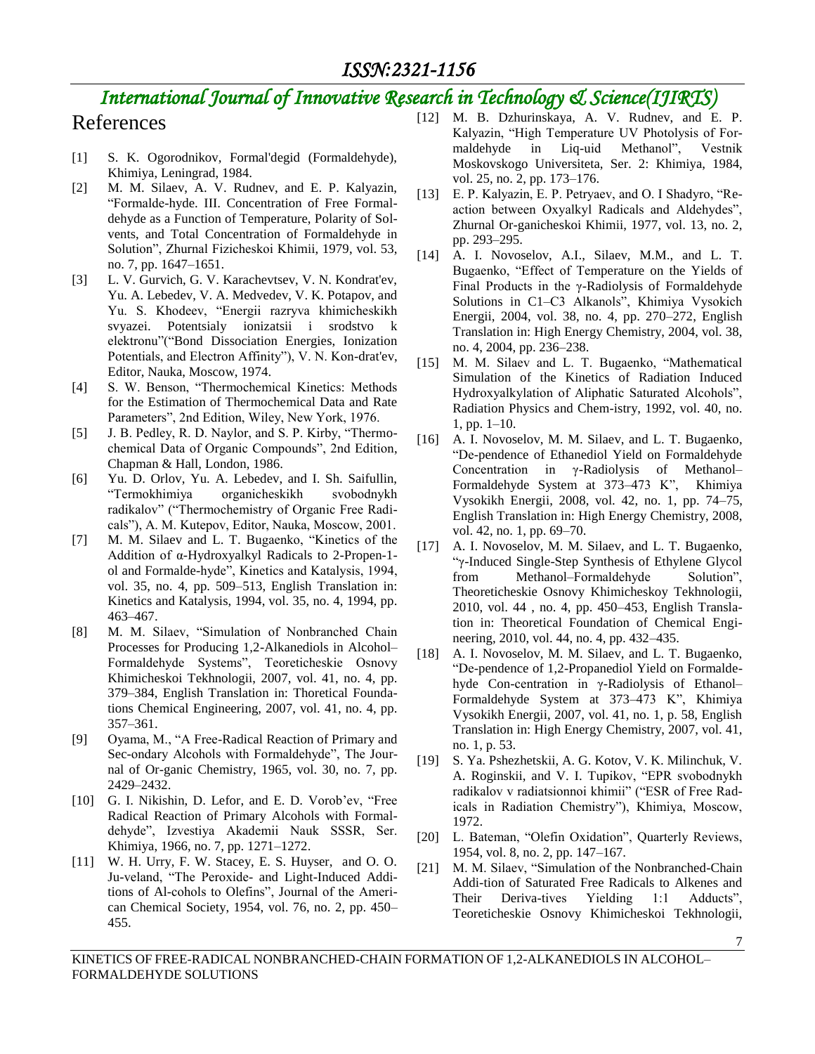# References

[1] S. K. Ogorodnikov, Formal'degid (Formaldehyde), Khimiya, Leningrad, 1984.

[2] M. M. Silaev, A. V. Rudnev, and E. P. Kalyazin, “Formalde-hyde. III. Concentration of Free Formaldehyde as a Function of Temperature, Polarity of Solvents, and Total Concentration of Formaldehyde in Solution”, Zhurnal Fizicheskoi Khimii, 1979, vol. 53, no. 7, pp. 1647–1651.

[3] L. V. Gurvich, G. V. Karachevtsev, V. N. Kondrat'ev, Yu. A. Lebedev, V. A. Medvedev, V. K. Potapov, and Yu. S. Khodeev, “Energii razryva khimicheskikh svyazei. Potentsialy ionizatsii i srodstvo k elektronu”(“Bond Dissociation Energies, Ionization Potentials, and Electron Affinity”), V. N. Kon-drat'ev, Editor, Nauka, Moscow, 1974.

[4] S. W. Benson, “Thermochemical Kinetics: Methods for the Estimation of Thermochemical Data and Rate Parameters”, 2nd Edition, Wiley, New York, 1976.

[5] J. B. Pedley, R. D. Naylor, and S. P. Kirby, “Thermochemical Data of Organic Compounds”, 2nd Edition, Chapman & Hall, London, 1986.

[6] Yu. D. Orlov, Yu. A. Lebedev, and I. Sh. Saifullin, “Termokhimiya organicheskikh svobodnykh radikalov” (“Thermochemistry of Organic Free Radicals”), A. M. Kutepov, Editor, Nauka, Moscow, 2001.

[7] M. M. Silaev and L. T. Bugaenko, “Kinetics of the Addition of α-Hydroxyalkyl Radicals to 2-Propen-1-ol and Formalde-hyde”, Kinetics and Katalysis, 1994, vol. 35, no. 4, pp. 509–513, English Translation in: Kinetics and Katalysis, 1994, vol. 35, no. 4, 1994, pp. 463–467.

[8] M. M. Silaev, “Simulation of Nonbranched Chain Processes for Producing 1,2-Alkanediols in Alcohol–Formaldehyde Systems”, Teoreticheskie Osnovy Khimicheskoi Tekhnologii, 2007, vol. 41, no. 4, pp. 379–384, English Translation in: Thoretical Foundations Chemical Engineering, 2007, vol. 41, no. 4, pp. 357–361.

[9] Oyama, M., “A Free-Radical Reaction of Primary and Sec-ondary Alcohols with Formaldehyde”, The Journal of Or-ganic Chemistry, 1965, vol. 30, no. 7, pp. 2429–2432.

[10] G. I. Nikishin, D. Lefor, and E. D. Vorob’ev, “Free Radical Reaction of Primary Alcohols with Formaldehyde”, Izvestiya Akademii Nauk SSSR, Ser. Khimiya, 1966, no. 7, pp. 1271–1272.

[11] W. H. Urry, F. W. Stacey, E. S. Huyser, and O. O. Ju-veland, “The Peroxide- and Light-Induced Additions of Al-cohols to Olefins”, Journal of the American Chemical Society, 1954, vol. 76, no. 2, pp. 450–455.

[12] M. B. Dzhurinskaya, A. V. Rudnev, and E. P. Kalyazin, “High Temperature UV Photolysis of Formaldehyde in Liq-uid Methanol”, Vestnik Moskovskogo Universiteta, Ser. 2: Khimiya, 1984, vol. 25, no. 2, pp. 173–176.

[13] E. P. Kalyazin, E. P. Petryaev, and O. I Shadyro, “Reaction between Oxyalkyl Radicals and Aldehydes”, Zhurnal Or-ganicheskoi Khimii, 1977, vol. 13, no. 2, pp. 293–295.

[14] A. I. Novoselov, A.I., Silaev, M.M., and L. T. Bugaenko, “Effect of Temperature on the Yields of Final Products in the γ-Radiolysis of Formaldehyde Solutions in C1–C3 Alkanols”, Khimiya Vysokich Energii, 2004, vol. 38, no. 4, pp. 270–272, English Translation in: High Energy Chemistry, 2004, vol. 38, no. 4, 2004, pp. 236–238.

[15] M. M. Silaev and L. T. Bugaenko, “Mathematical Simulation of the Kinetics of Radiation Induced Hydroxyalkylation of Aliphatic Saturated Alcohols”, Radiation Physics and Chem-istry, 1992, vol. 40, no. 1, pp. 1–10.

[16] A. I. Novoselov, M. M. Silaev, and L. T. Bugaenko, “De-pendence of Ethanediol Yield on Formaldehyde Concentration in γ-Radiolysis of Methanol–Formaldehyde System at 373–473 K”, Khimiya Vysokikh Energii, 2008, vol. 42, no. 1, pp. 74–75, English Translation in: High Energy Chemistry, 2008, vol. 42, no. 1, pp. 69–70.

[17] A. I. Novoselov, M. M. Silaev, and L. T. Bugaenko, “γ-Induced Single-Step Synthesis of Ethylene Glycol from Methanol–Formaldehyde Solution”, Theoreticheskie Osnovy Khimicheskoy Tekhnologii, 2010, vol. 44 , no. 4, pp. 450–453, English Translation in: Theoretical Foundation of Chemical Engineering, 2010, vol. 44, no. 4, pp. 432–435.

[18] A. I. Novoselov, M. M. Silaev, and L. T. Bugaenko, “De-pendence of 1,2-Propanediol Yield on Formaldehyde Con-centration in γ-Radiolysis of Ethanol–Formaldehyde System at 373–473 K”, Khimiya Vysokikh Energii, 2007, vol. 41, no. 1, p. 58, English Translation in: High Energy Chemistry, 2007, vol. 41, no. 1, p. 53.

[19] S. Ya. Pshezhetskii, A. G. Kotov, V. K. Milinchuk, V. A. Roginskii, and V. I. Tupikov, “EPR svobodnykh radikalov v radiatsionnoi khimii” (“ESR of Free Radicals in Radiation Chemistry”), Khimiya, Moscow, 1972.

[20] L. Bateman, “Olefin Oxidation”, Quarterly Reviews, 1954, vol. 8, no. 2, pp. 147–167.

[21] M. M. Silaev, “Simulation of the Nonbranched-Chain Addi-tion of Saturated Free Radicals to Alkenes and Their Deriva-tives Yielding 1:1 Adducts”, Teoreticheskie Osnovy Khimicheskoi Tekhnologii,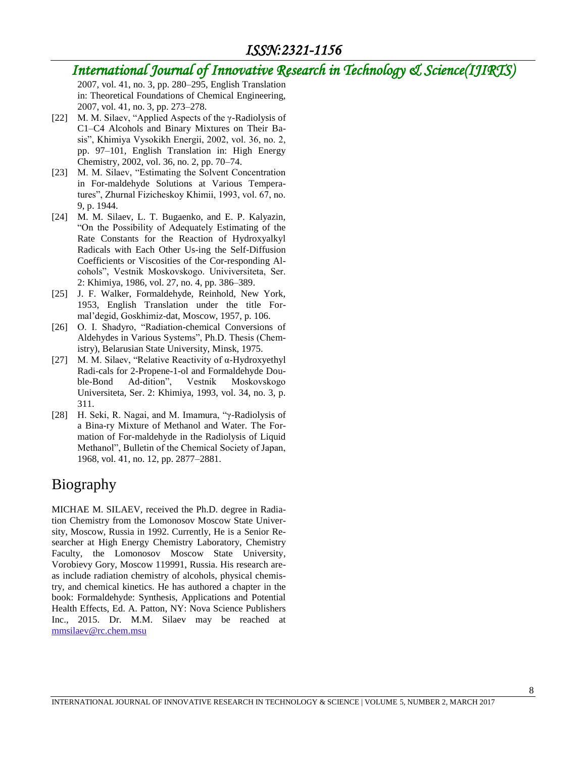2007, vol. 41, no. 3, pp. 280–295, English Translation in: Theoretical Foundations of Chemical Engineering, 2007, vol. 41, no. 3, pp. 273–278.

[22] M. M. Silaev, "Applied Aspects of the γ-Radiolysis of C1–C4 Alcohols and Binary Mixtures on Their Basis", Khimiya Vysokikh Energii, 2002, vol. 36, no. 2, pp. 97–101, English Translation in: High Energy Chemistry, 2002, vol. 36, no. 2, pp. 70–74.

[23] M. M. Silaev, "Estimating the Solvent Concentration in For-maldehyde Solutions at Various Temperatures", Zhurnal Fizicheskoy Khimii, 1993, vol. 67, no. 9, p. 1944.

[24] M. M. Silaev, L. T. Bugaenko, and E. P. Kalyazin, "On the Possibility of Adequately Estimating of the Rate Constants for the Reaction of Hydroxyalkyl Radicals with Each Other Us-ing the Self-Diffusion Coefficients or Viscosities of the Cor-responding Alcohols", Vestnik Moskovskogo. Univiversiteta, Ser. 2: Khimiya, 1986, vol. 27, no. 4, pp. 386–389.

[25] J. F. Walker, Formaldehyde, Reinhold, New York, 1953, English Translation under the title Formal'degid, Goskhimiz-dat, Moscow, 1957, p. 106.

[26] O. I. Shadyro, "Radiation-chemical Conversions of Aldehydes in Various Systems", Ph.D. Thesis (Chemistry), Belarusian State University, Minsk, 1975.

[27] M. M. Silaev, "Relative Reactivity of α-Hydroxyethyl Radi-cals for 2-Propene-1-ol and Formaldehyde Double-Bond Ad-dition", Vestnik Moskovskogo Universiteta, Ser. 2: Khimiya, 1993, vol. 34, no. 3, p. 311.

[28] H. Seki, R. Nagai, and M. Imamura, "γ-Radiolysis of a Bina-ry Mixture of Methanol and Water. The Formation of For-maldehyde in the Radiolysis of Liquid Methanol", Bulletin of the Chemical Society of Japan, 1968, vol. 41, no. 12, pp. 2877–2881.

# Biography

MICHAE M. SILAEV, received the Ph.D. degree in Radiation Chemistry from the Lomonosov Moscow State University, Moscow, Russia in 1992. Currently, He is a Senior Researcher at High Energy Chemistry Laboratory, Chemistry Faculty, the Lomonosov Moscow State University, Vorobievy Gory, Moscow 119991, Russia. His research areas include radiation chemistry of alcohols, physical chemistry, and chemical kinetics. He has authored a chapter in the book: Formaldehyde: Synthesis, Applications and Potential Health Effects, Ed. A. Patton, NY: Nova Science Publishers Inc., 2015. Dr. M.M. Silaev may be reached at mmsilaev@rc.chem.msu